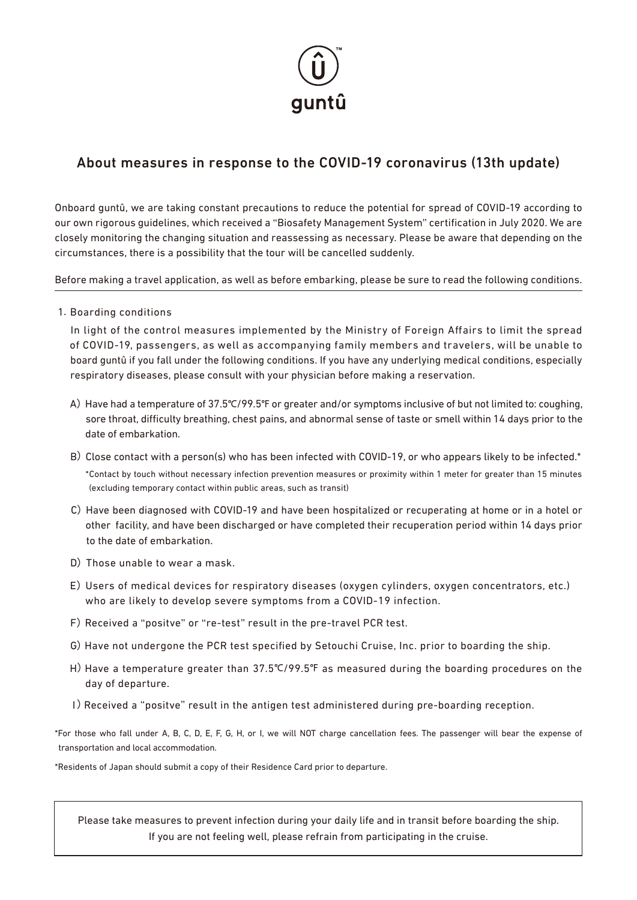guntû

# About measures in response to the COVID-19 coronavirus (13th update)

Onboard guntû, we are taking constant precautions to reduce the potential for spread of COVID-19 according to our own rigorous guidelines, which received a "Biosafety Management System" certification in July 2020. We are closely monitoring the changing situation and reassessing as necessary. Please be aware that depending on the circumstances, there is a possibility that the tour will be cancelled suddenly.

Before making a travel application, as well as before embarking, please be sure to read the following conditions.

1. Boarding conditions

In light of the control measures implemented by the Ministry of Foreign Affairs to limit the spread of COVID-19, passengers, as well as accompanying family members and travelers, will be unable to board guntû if you fall under the following conditions. If you have any underlying medical conditions, especially respiratory diseases, please consult with your physician before making a reservation.

A) Have had a temperature of 37.5℃/99.5℉ or greater and/or symptoms inclusive of but not limited to: coughing, sore throat, difficulty breathing, chest pains, and abnormal sense of taste or smell within 14 days prior to the date of embarkation.

B) Close contact with a person(s) who has been infected with COVID-19, or who appears likely to be infected.*

*Contact by touch without necessary infection prevention measures or proximity within 1 meter for greater than 15 minutes (excluding temporary contact within public areas, such as transit)

C) Have been diagnosed with COVID-19 and have been hospitalized or recuperating at home or in a hotel or other facility, and have been discharged or have completed their recuperation period within 14 days prior to the date of embarkation.

D) Those unable to wear a mask.

E) Users of medical devices for respiratory diseases (oxygen cylinders, oxygen concentrators, etc.) who are likely to develop severe symptoms from a COVID-19 infection.

F) Received a "positve" or "re-test" result in the pre-travel PCR test.

G) Have not undergone the PCR test specified by Setouchi Cruise, Inc. prior to boarding the ship.

H) Have a temperature greater than 37.5℃/99.5℉ as measured during the boarding procedures on the day of departure.

I) Received a "positve" result in the antigen test administered during pre-boarding reception.

*For those who fall under A, B, C, D, E, F, G, H, or I, we will NOT charge cancellation fees. The passenger will bear the expense of transportation and local accommodation.

*Residents of Japan should submit a copy of their Residence Card prior to departure.

Please take measures to prevent infection during your daily life and in transit before boarding the ship.
If you are not feeling well, please refrain from participating in the cruise.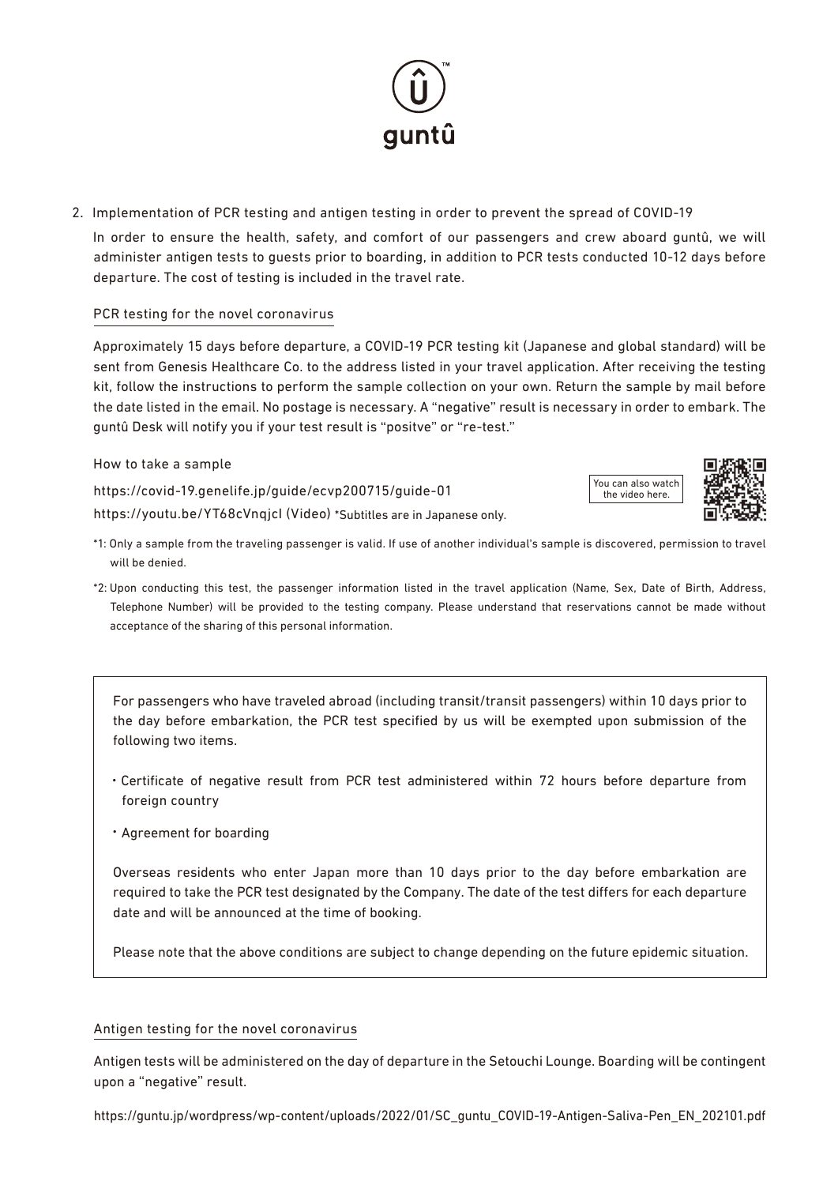2. Implementation of PCR testing and antigen testing in order to prevent the spread of COVID-19

In order to ensure the health, safety, and comfort of our passengers and crew aboard guntû, we will administer antigen tests to guests prior to boarding, in addition to PCR tests conducted 10-12 days before departure. The cost of testing is included in the travel rate.

### PCR testing for the novel coronavirus

Approximately 15 days before departure, a COVID-19 PCR testing kit (Japanese and global standard) will be sent from Genesis Healthcare Co. to the address listed in your travel application. After receiving the testing kit, follow the instructions to perform the sample collection on your own. Return the sample by mail before the date listed in the email. No postage is necessary. A "negative" result is necessary in order to embark. The guntû Desk will notify you if your test result is "positve" or "re-test."

How to take a sample

https://covid-19.genelife.jp/guide/ecvp200715/guide-01

https://youtu.be/YT68cVnqjcI (Video) *Subtitles are in Japanese only.

You can also watch the video here.

*1: Only a sample from the traveling passenger is valid. If use of another individual's sample is discovered, permission to travel will be denied.

*2: Upon conducting this test, the passenger information listed in the travel application (Name, Sex, Date of Birth, Address, Telephone Number) will be provided to the testing company. Please understand that reservations cannot be made without acceptance of the sharing of this personal information.

For passengers who have traveled abroad (including transit/transit passengers) within 10 days prior to the day before embarkation, the PCR test specified by us will be exempted upon submission of the following two items.

- Certificate of negative result from PCR test administered within 72 hours before departure from foreign country
- Agreement for boarding

Overseas residents who enter Japan more than 10 days prior to the day before embarkation are required to take the PCR test designated by the Company. The date of the test differs for each departure date and will be announced at the time of booking.

Please note that the above conditions are subject to change depending on the future epidemic situation.

### Antigen testing for the novel coronavirus

Antigen tests will be administered on the day of departure in the Setouchi Lounge. Boarding will be contingent upon a "negative" result.

https://guntu.jp/wordpress/wp-content/uploads/2022/01/SC_guntu_COVID-19-Antigen-Saliva-Pen_EN_202101.pdf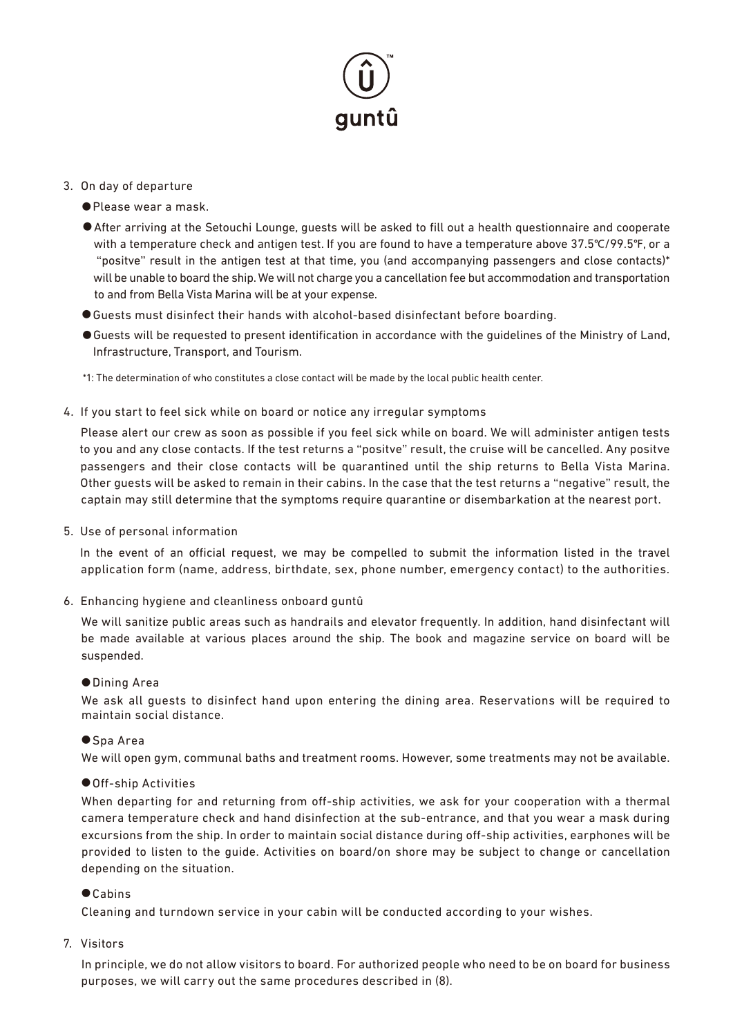3. On day of departure

   - Please wear a mask.
   - After arriving at the Setouchi Lounge, guests will be asked to fill out a health questionnaire and cooperate with a temperature check and antigen test. If you are found to have a temperature above 37.5℃/99.5℉, or a "positve" result in the antigen test at that time, you (and accompanying passengers and close contacts)* will be unable to board the ship. We will not charge you a cancellation fee but accommodation and transportation to and from Bella Vista Marina will be at your expense.
   - Guests must disinfect their hands with alcohol-based disinfectant before boarding.
   - Guests will be requested to present identification in accordance with the guidelines of the Ministry of Land, Infrastructure, Transport, and Tourism.

   *1: The determination of who constitutes a close contact will be made by the local public health center.

4. If you start to feel sick while on board or notice any irregular symptoms

   Please alert our crew as soon as possible if you feel sick while on board. We will administer antigen tests to you and any close contacts. If the test returns a "positve" result, the cruise will be cancelled. Any positve passengers and their close contacts will be quarantined until the ship returns to Bella Vista Marina. Other guests will be asked to remain in their cabins. In the case that the test returns a "negative" result, the captain may still determine that the symptoms require quarantine or disembarkation at the nearest port.

5. Use of personal information

   In the event of an official request, we may be compelled to submit the information listed in the travel application form (name, address, birthdate, sex, phone number, emergency contact) to the authorities.

6. Enhancing hygiene and cleanliness onboard guntû

   We will sanitize public areas such as handrails and elevator frequently. In addition, hand disinfectant will be made available at various places around the ship. The book and magazine service on board will be suspended.

   - Dining Area

   We ask all guests to disinfect hand upon entering the dining area. Reservations will be required to maintain social distance.

   - Spa Area

   We will open gym, communal baths and treatment rooms. However, some treatments may not be available.

   - Off-ship Activities

   When departing for and returning from off-ship activities, we ask for your cooperation with a thermal camera temperature check and hand disinfection at the sub-entrance, and that you wear a mask during excursions from the ship. In order to maintain social distance during off-ship activities, earphones will be provided to listen to the guide. Activities on board/on shore may be subject to change or cancellation depending on the situation.

   - Cabins

   Cleaning and turndown service in your cabin will be conducted according to your wishes.

7. Visitors

   In principle, we do not allow visitors to board. For authorized people who need to be on board for business purposes, we will carry out the same procedures described in (8).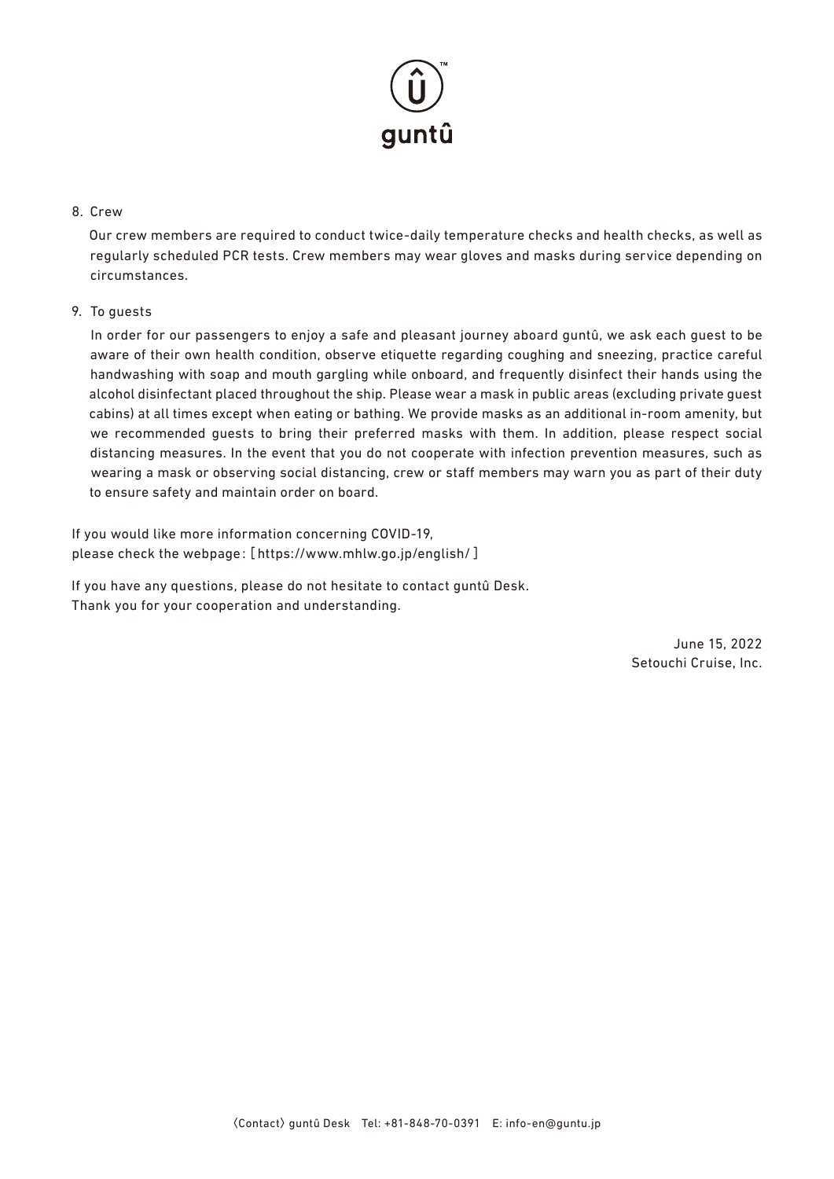8. Crew

   Our crew members are required to conduct twice-daily temperature checks and health checks, as well as regularly scheduled PCR tests. Crew members may wear gloves and masks during service depending on circumstances.

9. To guests

   In order for our passengers to enjoy a safe and pleasant journey aboard guntû, we ask each guest to be aware of their own health condition, observe etiquette regarding coughing and sneezing, practice careful handwashing with soap and mouth gargling while onboard, and frequently disinfect their hands using the alcohol disinfectant placed throughout the ship. Please wear a mask in public areas (excluding private guest cabins) at all times except when eating or bathing. We provide masks as an additional in-room amenity, but we recommended guests to bring their preferred masks with them. In addition, please respect social distancing measures. In the event that you do not cooperate with infection prevention measures, such as wearing a mask or observing social distancing, crew or staff members may warn you as part of their duty to ensure safety and maintain order on board.

If you would like more information concerning COVID-19,
please check the webpage : [ https://www.mhlw.go.jp/english/ ]

If you have any questions, please do not hesitate to contact guntû Desk.
Thank you for your cooperation and understanding.

June 15, 2022
Setouchi Cruise, Inc.

〈Contact〉 guntû Desk Tel: +81-848-70-0391 E: info-en@guntu.jp